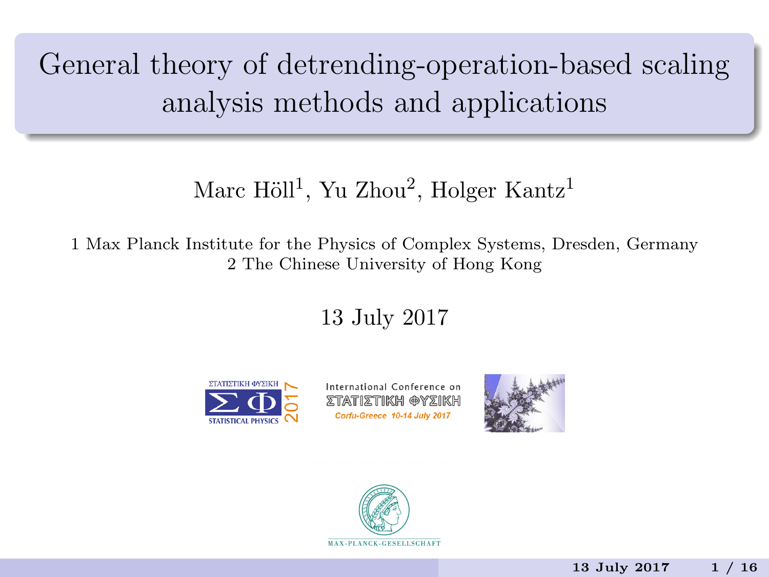# General theory of detrending-operation-based scaling analysis methods and applications

Marc Höll[1], Yu Zhou[2], Holger Kantz[1]

1 Max Planck Institute for the Physics of Complex Systems, Dresden, Germany
2 The Chinese University of Hong Kong

13 July 2017

International Conference on ΣΤΑΤΙΣΤΙΚΗ ΦΥΣΙΚΗ
Corfu-Greece 10-14 July 2017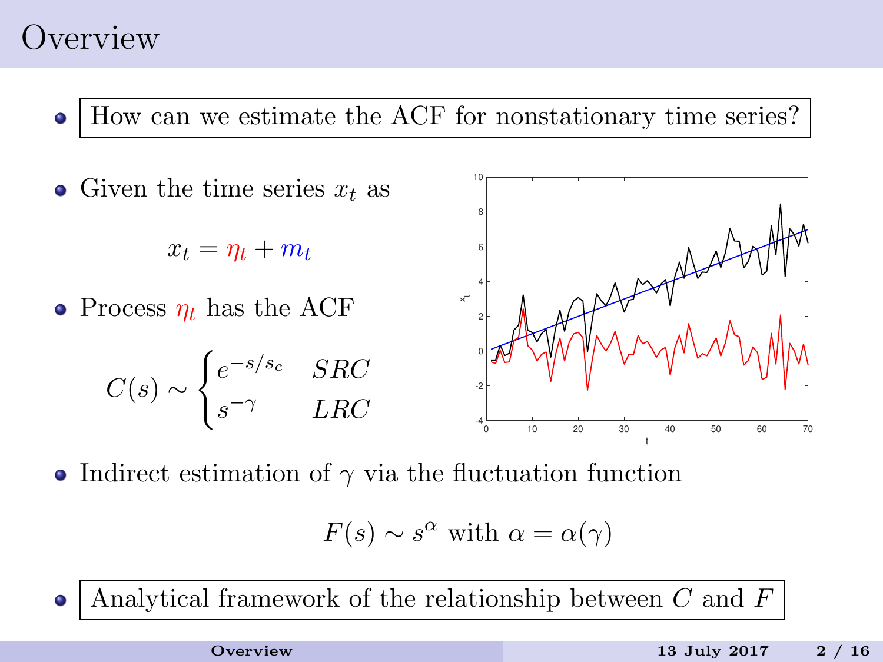# Overview

- How can we estimate the ACF for nonstationary time series?

- Given the time series $x_t$ as

$$x_t = \eta_t + m_t$$

- Process $\eta_t$ has the ACF

$$C(s) \sim \begin{cases} e^{-s/s_c} & SRC \\ s^{-\gamma} & LRC \end{cases}$$

- Indirect estimation of $\gamma$ via the fluctuation function

$$F(s) \sim s^{\alpha} \text{ with } \alpha = \alpha(\gamma)$$

- Analytical framework of the relationship between $C$ and $F$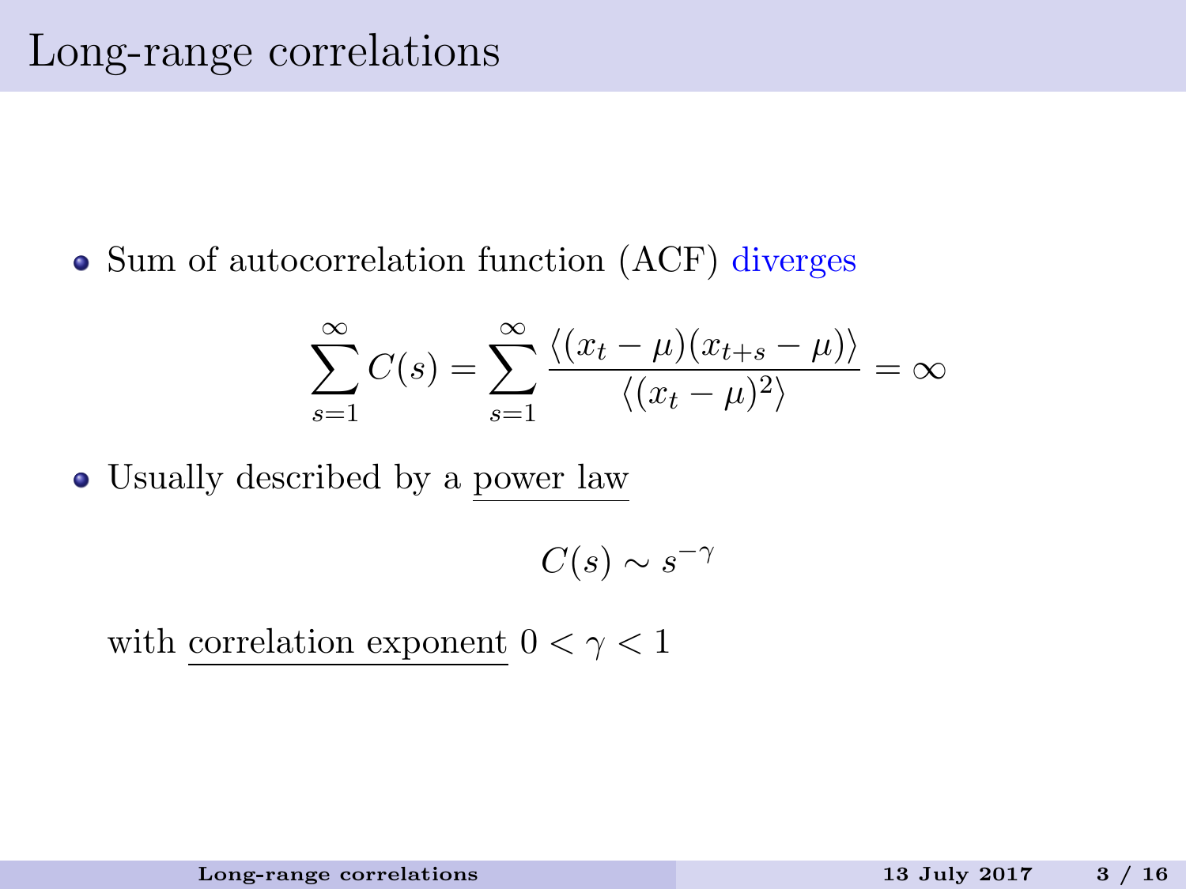# Long-range correlations

- Sum of autocorrelation function (ACF) diverges

$$\sum_{s=1}^{\infty} C(s) = \sum_{s=1}^{\infty} \frac{\langle (x_t - \mu)(x_{t+s} - \mu) \rangle}{\langle (x_t - \mu)^2 \rangle} = \infty$$

- Usually described by a power law

$$C(s) \sim s^{-\gamma}$$

with correlation exponent $0 < \gamma < 1$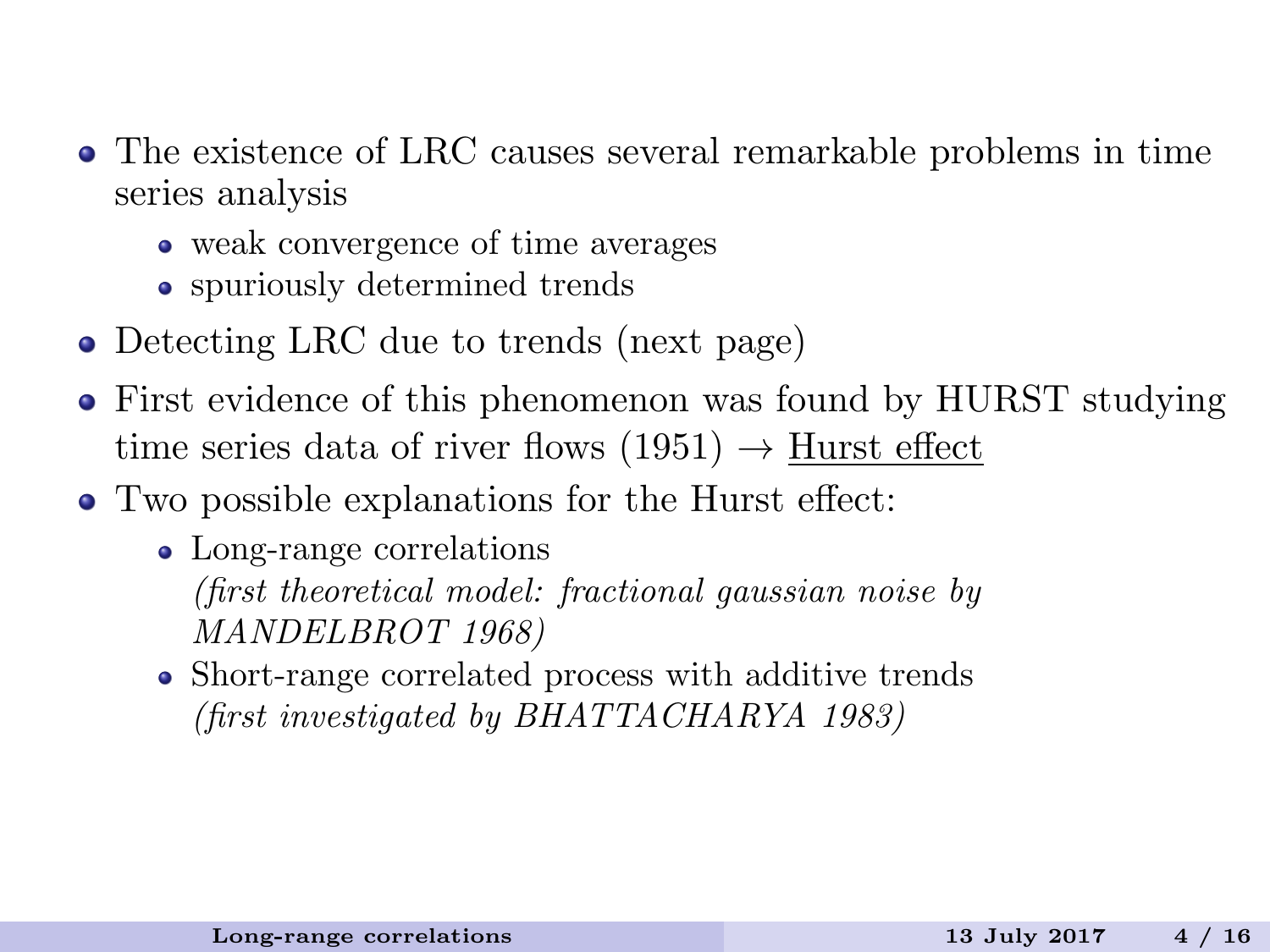- The existence of LRC causes several remarkable problems in time series analysis
  - weak convergence of time averages
  - spuriously determined trends
- Detecting LRC due to trends (next page)
- First evidence of this phenomenon was found by HURST studying time series data of river flows (1951) $\rightarrow$ <u>Hurst effect</u>
- Two possible explanations for the Hurst effect:
  - Long-range correlations
    *(first theoretical model: fractional gaussian noise by MANDELBROT 1968)*
  - Short-range correlated process with additive trends
    *(first investigated by BHATTACHARYA 1983)*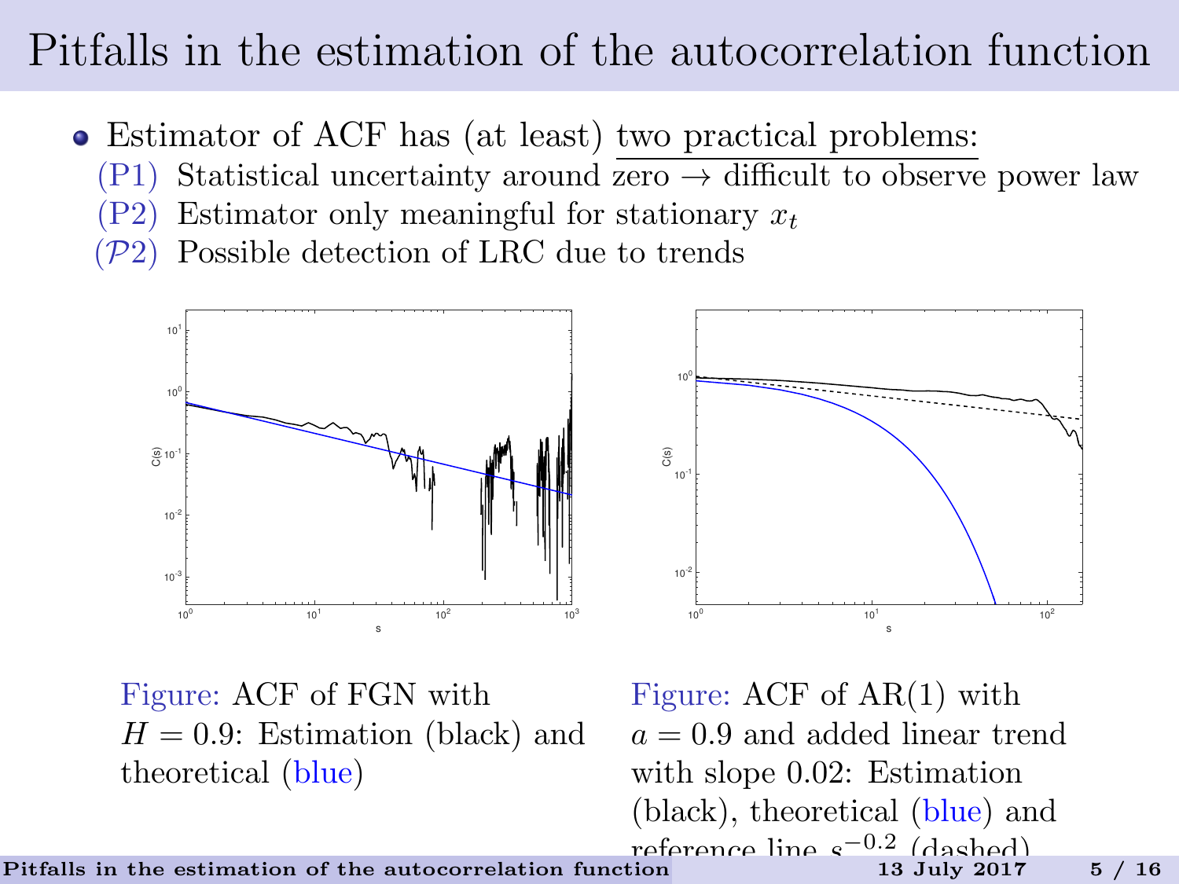# Pitfalls in the estimation of the autocorrelation function

- Estimator of ACF has (at least) two practical problems:
  - (P1) Statistical uncertainty around zero → difficult to observe power law
  - (P2) Estimator only meaningful for stationary $x_t$
  - ($\mathcal{P}2$) Possible detection of LRC due to trends

Figure: ACF of FGN with $H = 0.9$: Estimation (black) and theoretical (blue)

Figure: ACF of AR(1) with $a = 0.9$ and added linear trend with slope 0.02: Estimation (black), theoretical (blue) and reference line $s^{-0.2}$ (dashed)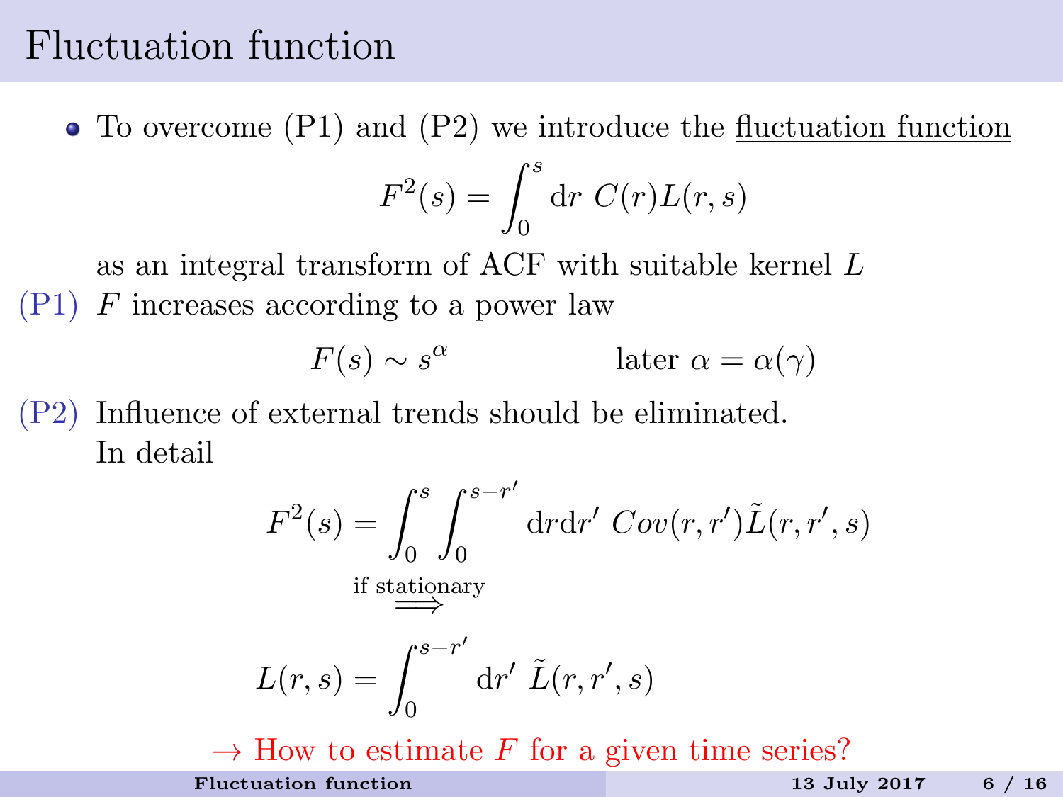# Fluctuation function

- To overcome (P1) and (P2) we introduce the <u>fluctuation function</u>

$$F^2(s) = \int_0^s \mathrm{d}r \; C(r) L(r,s)$$

as an integral transform of ACF with suitable kernel $L$

(P1) $F$ increases according to a power law

$$F(s) \sim s^{\alpha} \qquad\qquad \text{later } \alpha = \alpha(\gamma)$$

(P2) Influence of external trends should be eliminated.
In detail

$$F^2(s) = \int_0^s \int_0^{s-r'} \mathrm{d}r \mathrm{d}r' \; Cov(r,r') \tilde{L}(r,r',s)$$

$$\overset{\text{if stationary}}{\Longrightarrow}$$

$$L(r,s) = \int_0^{s-r'} \mathrm{d}r' \; \tilde{L}(r,r',s)$$

→ How to estimate $F$ for a given time series?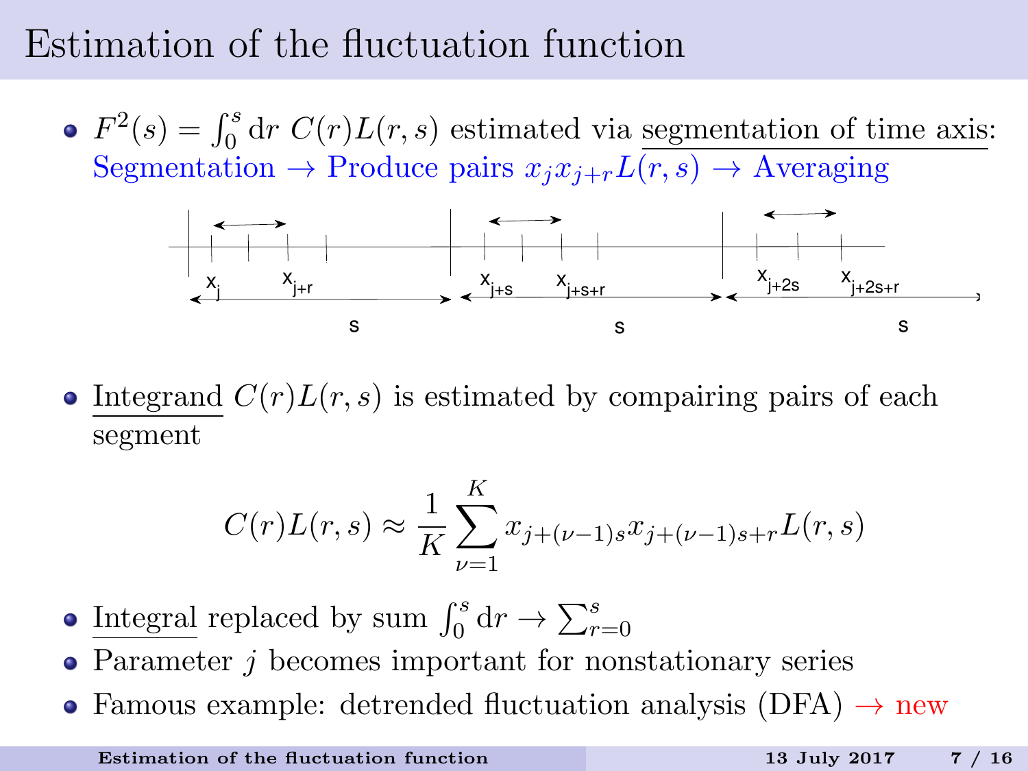# Estimation of the fluctuation function

- $F^2(s) = \int_0^s \mathrm{d}r\ C(r)L(r,s)$ estimated via segmentation of time axis:
  Segmentation → Produce pairs $x_j x_{j+r} L(r,s)$ → Averaging

- Integrand $C(r)L(r,s)$ is estimated by compairing pairs of each segment

$$C(r)L(r,s) \approx \frac{1}{K} \sum_{\nu=1}^{K} x_{j+(\nu-1)s} x_{j+(\nu-1)s+r} L(r,s)$$

- Integral replaced by sum $\int_0^s \mathrm{d}r \to \sum_{r=0}^{s}$
- Parameter $j$ becomes important for nonstationary series
- Famous example: detrended fluctuation analysis (DFA) → new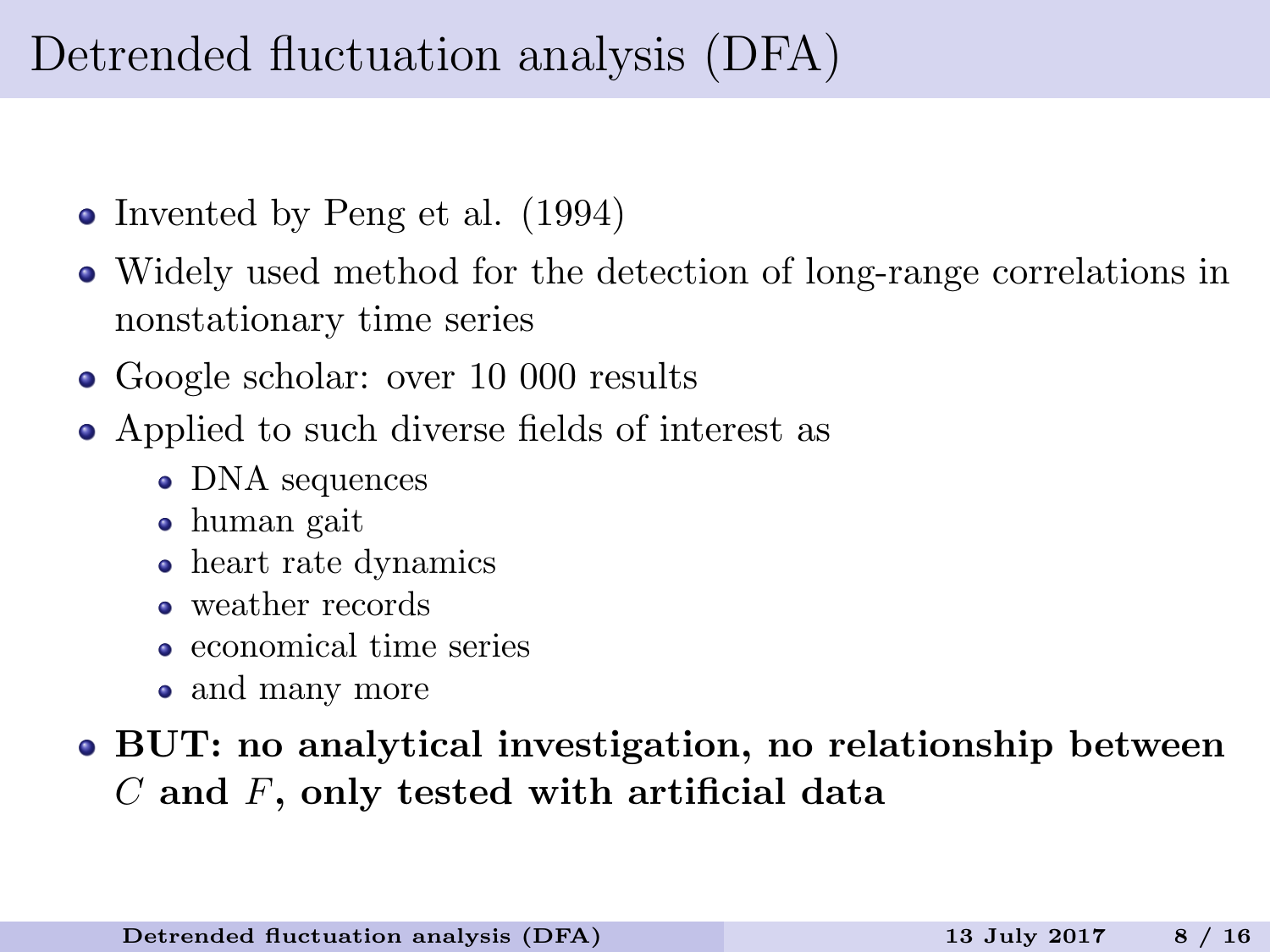# Detrended fluctuation analysis (DFA)

- Invented by Peng et al. (1994)
- Widely used method for the detection of long-range correlations in nonstationary time series
- Google scholar: over 10 000 results
- Applied to such diverse fields of interest as
  - DNA sequences
  - human gait
  - heart rate dynamics
  - weather records
  - economical time series
  - and many more
- **BUT: no analytical investigation, no relationship between $C$ and $F$, only tested with artificial data**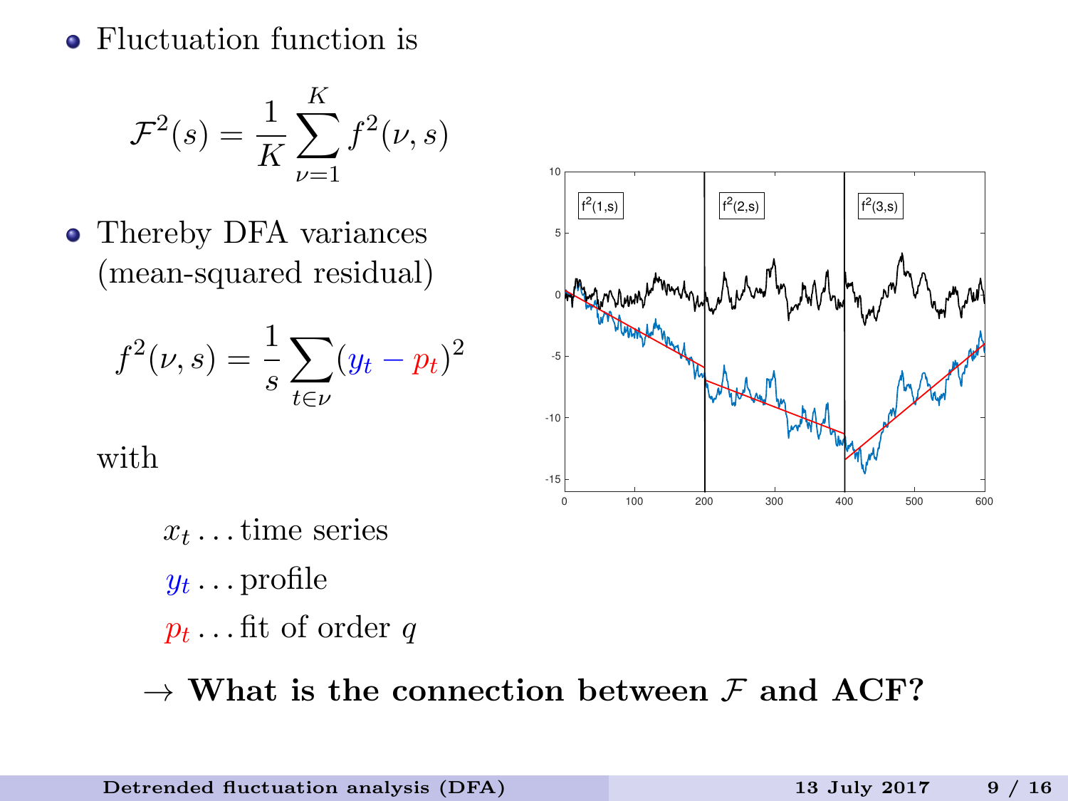- Fluctuation function is

$$\mathcal{F}^2(s) = \frac{1}{K} \sum_{\nu=1}^{K} f^2(\nu, s)$$

- Thereby DFA variances (mean-squared residual)

$$f^2(\nu, s) = \frac{1}{s} \sum_{t \in \nu} (y_t - p_t)^2$$

with

$x_t$ ... time series

$y_t$ ... profile

$p_t$ ... fit of order $q$

→ **What is the connection between $\mathcal{F}$ and ACF?**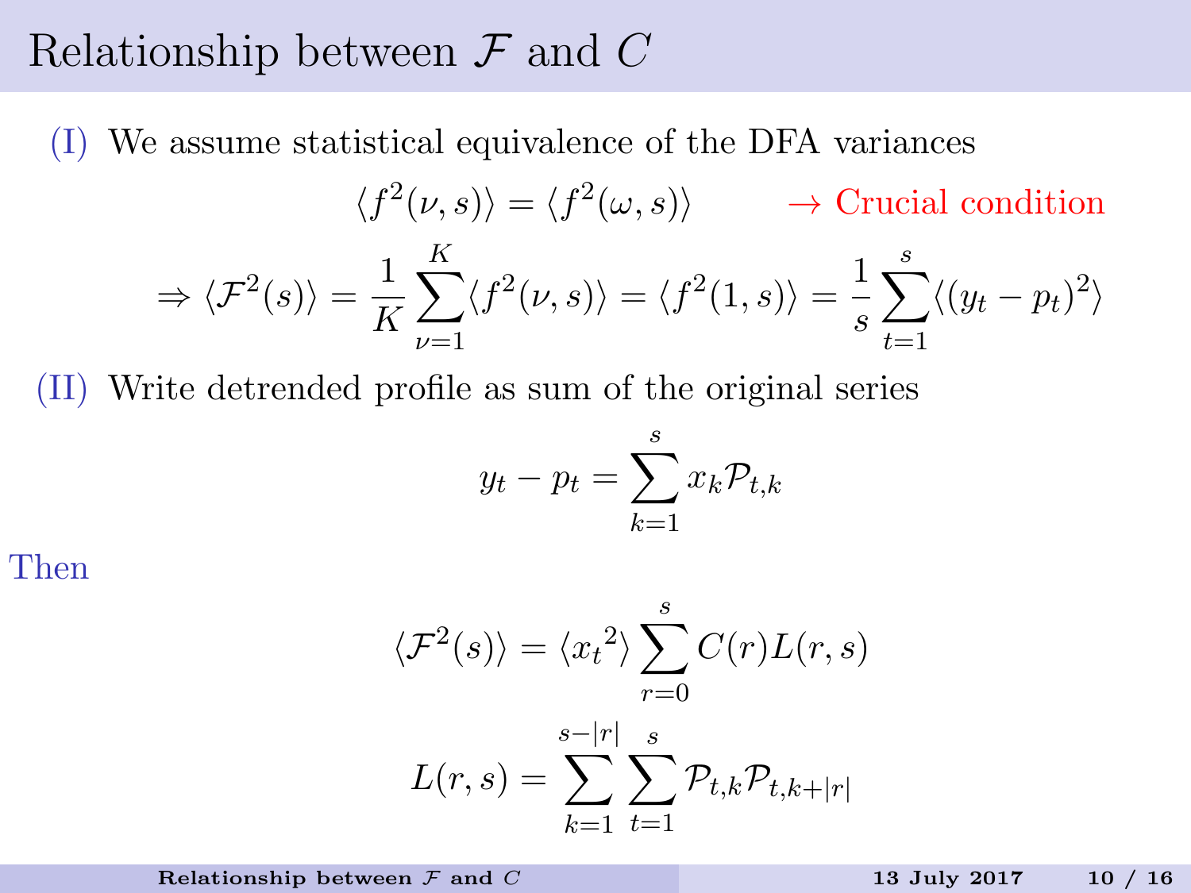# Relationship between $\mathcal{F}$ and $C$

(I) We assume statistical equivalence of the DFA variances

$$\langle f^2(\nu, s)\rangle = \langle f^2(\omega, s)\rangle \qquad \rightarrow \text{Crucial condition}$$

$$\Rightarrow \langle \mathcal{F}^2(s)\rangle = \frac{1}{K}\sum_{\nu=1}^{K}\langle f^2(\nu, s)\rangle = \langle f^2(1, s)\rangle = \frac{1}{s}\sum_{t=1}^{s}\langle (y_t - p_t)^2\rangle$$

(II) Write detrended profile as sum of the original series

$$y_t - p_t = \sum_{k=1}^{s} x_k \mathcal{P}_{t,k}$$

Then

$$\langle \mathcal{F}^2(s)\rangle = \langle {x_t}^2\rangle \sum_{r=0}^{s} C(r) L(r, s)$$

$$L(r, s) = \sum_{k=1}^{s-|r|}\sum_{t=1}^{s}\mathcal{P}_{t,k}\mathcal{P}_{t,k+|r|}$$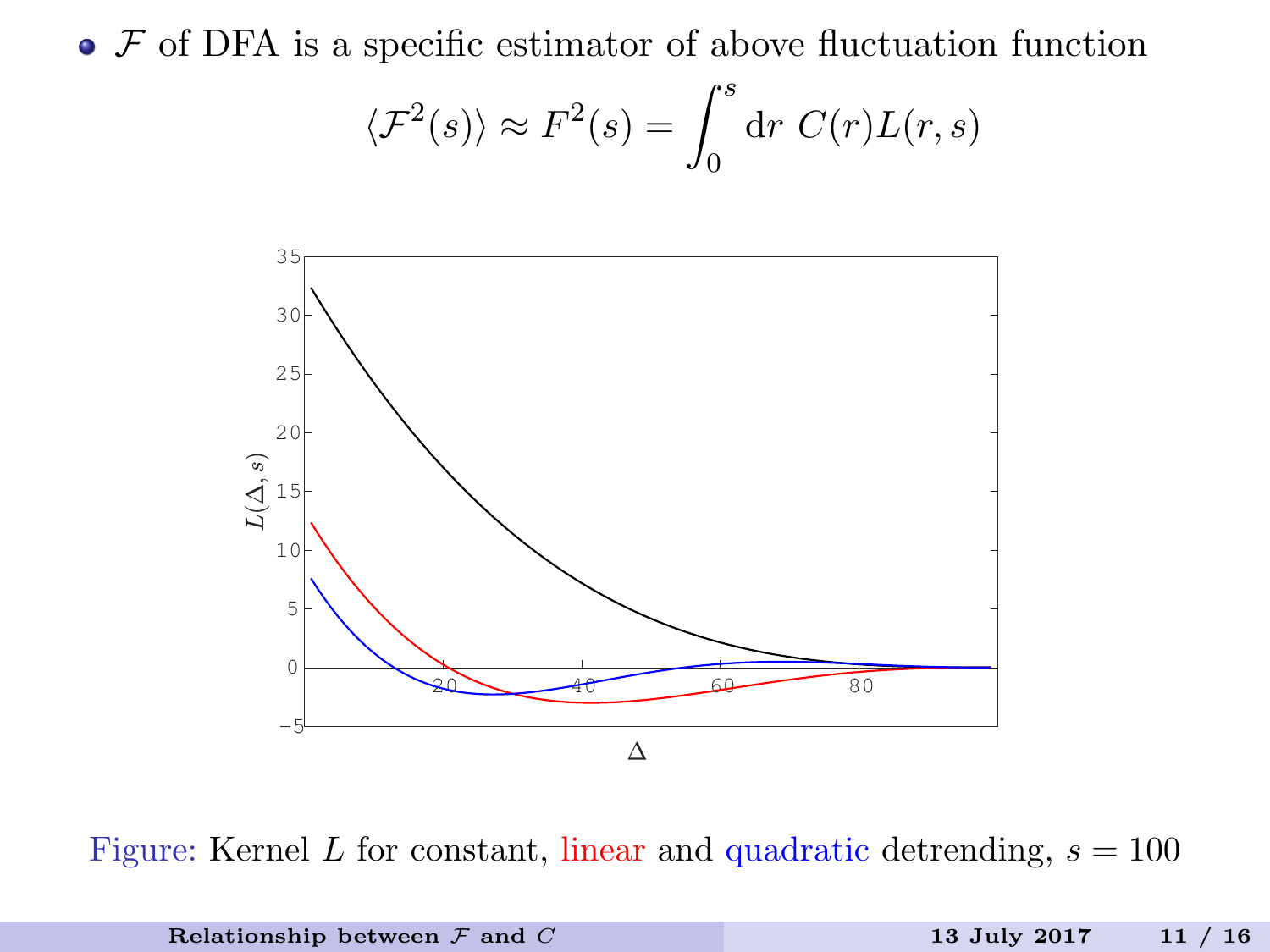- $\mathcal{F}$ of DFA is a specific estimator of above fluctuation function

$$\langle \mathcal{F}^2(s) \rangle \approx F^2(s) = \int_0^s \mathrm{d}r \; C(r) L(r,s)$$

Figure: Kernel $L$ for constant, linear and quadratic detrending, $s = 100$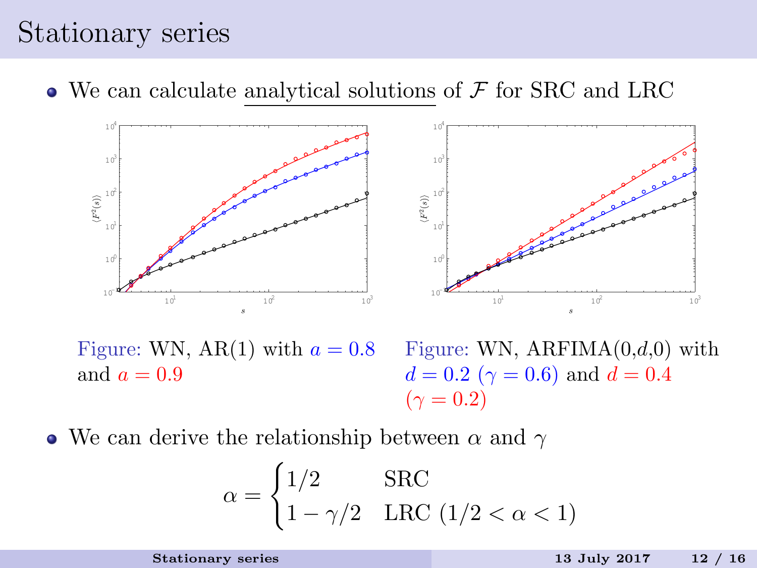# Stationary series

- We can calculate analytical solutions of $\mathcal{F}$ for SRC and LRC

Figure: WN, AR(1) with $a = 0.8$ and $a = 0.9$

Figure: WN, ARFIMA(0,$d$,0) with $d = 0.2$ ($\gamma = 0.6$) and $d = 0.4$ ($\gamma = 0.2$)

- We can derive the relationship between $\alpha$ and $\gamma$

$$\alpha = \begin{cases} 1/2 & \text{SRC} \\ 1 - \gamma/2 & \text{LRC } (1/2 < \alpha < 1) \end{cases}$$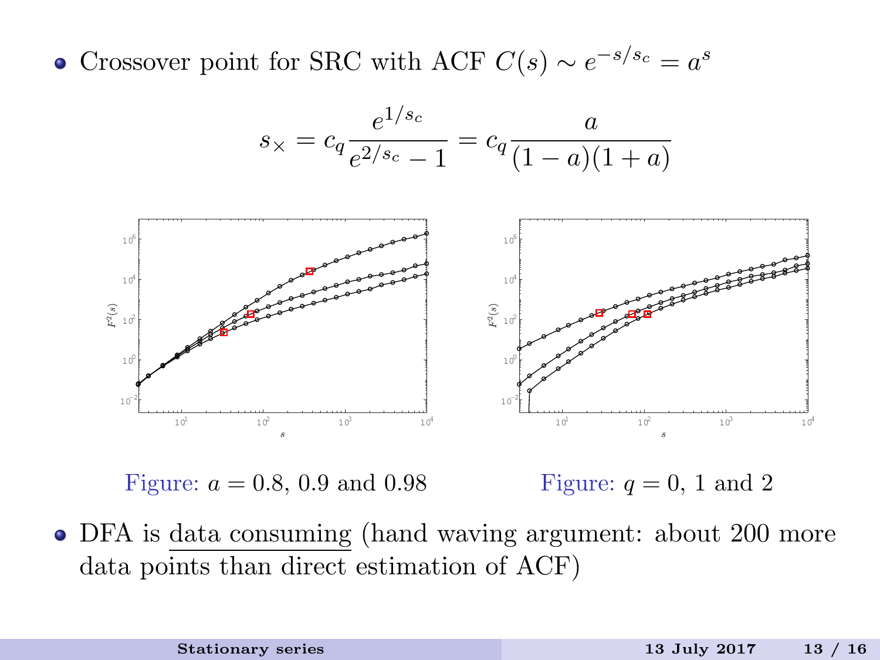- Crossover point for SRC with ACF $C(s) \sim e^{-s/s_c} = a^s$

$$s_\times = c_q \frac{e^{1/s_c}}{e^{2/s_c} - 1} = c_q \frac{a}{(1-a)(1+a)}$$

Figure: $a = 0.8$, $0.9$ and $0.98$

Figure: $q = 0$, $1$ and $2$

- DFA is data consuming (hand waving argument: about 200 more data points than direct estimation of ACF)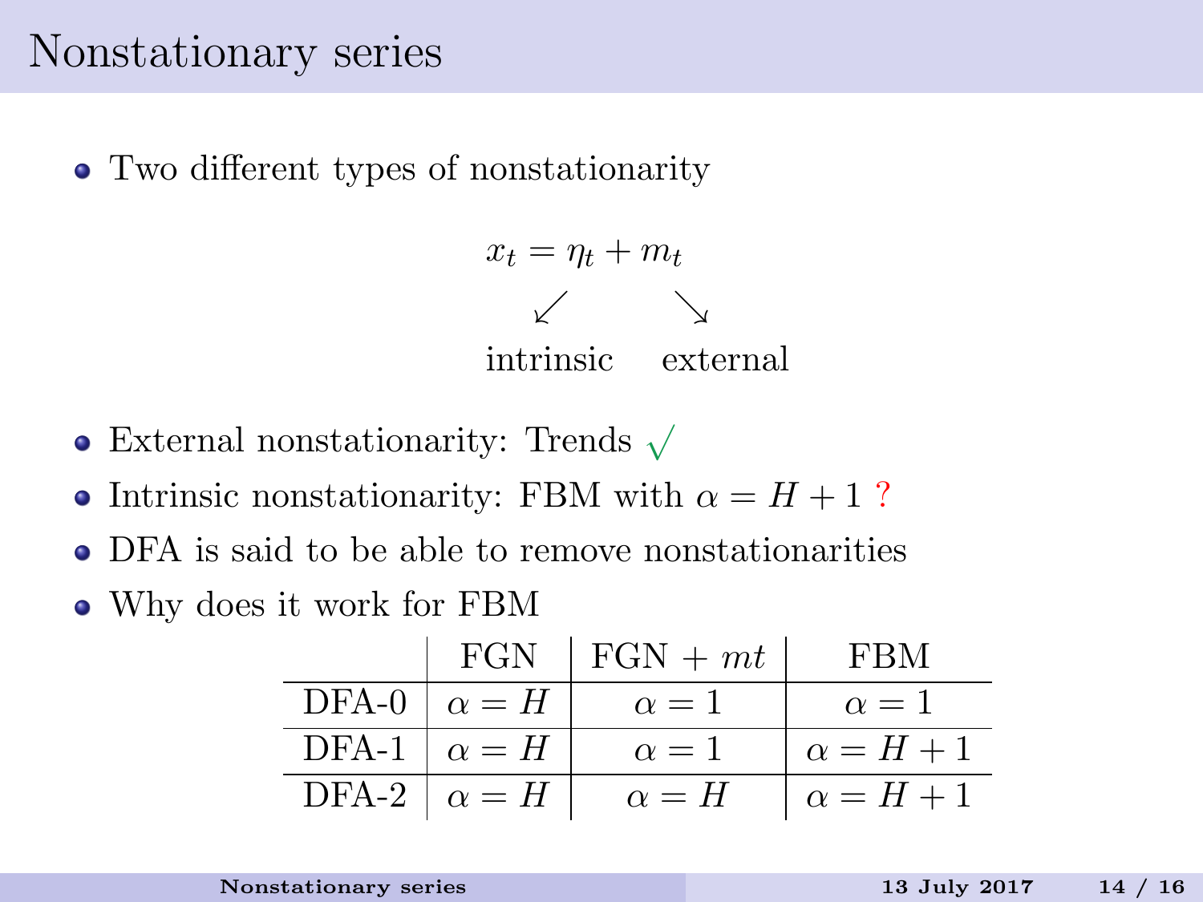# Nonstationary series

- Two different types of nonstationarity

$$x_t = \eta_t + m_t$$

$$\swarrow \qquad \searrow$$

intrinsic &nbsp;&nbsp;&nbsp; external

- External nonstationarity: Trends ✓
- Intrinsic nonstationarity: FBM with $\alpha = H + 1$ ?
- DFA is said to be able to remove nonstationarities
- Why does it work for FBM

| | FGN | FGN + $mt$ | FBM |
|---|---|---|---|
| DFA-0 | $\alpha = H$ | $\alpha = 1$ | $\alpha = 1$ |
| DFA-1 | $\alpha = H$ | $\alpha = 1$ | $\alpha = H + 1$ |
| DFA-2 | $\alpha = H$ | $\alpha = H$ | $\alpha = H + 1$ |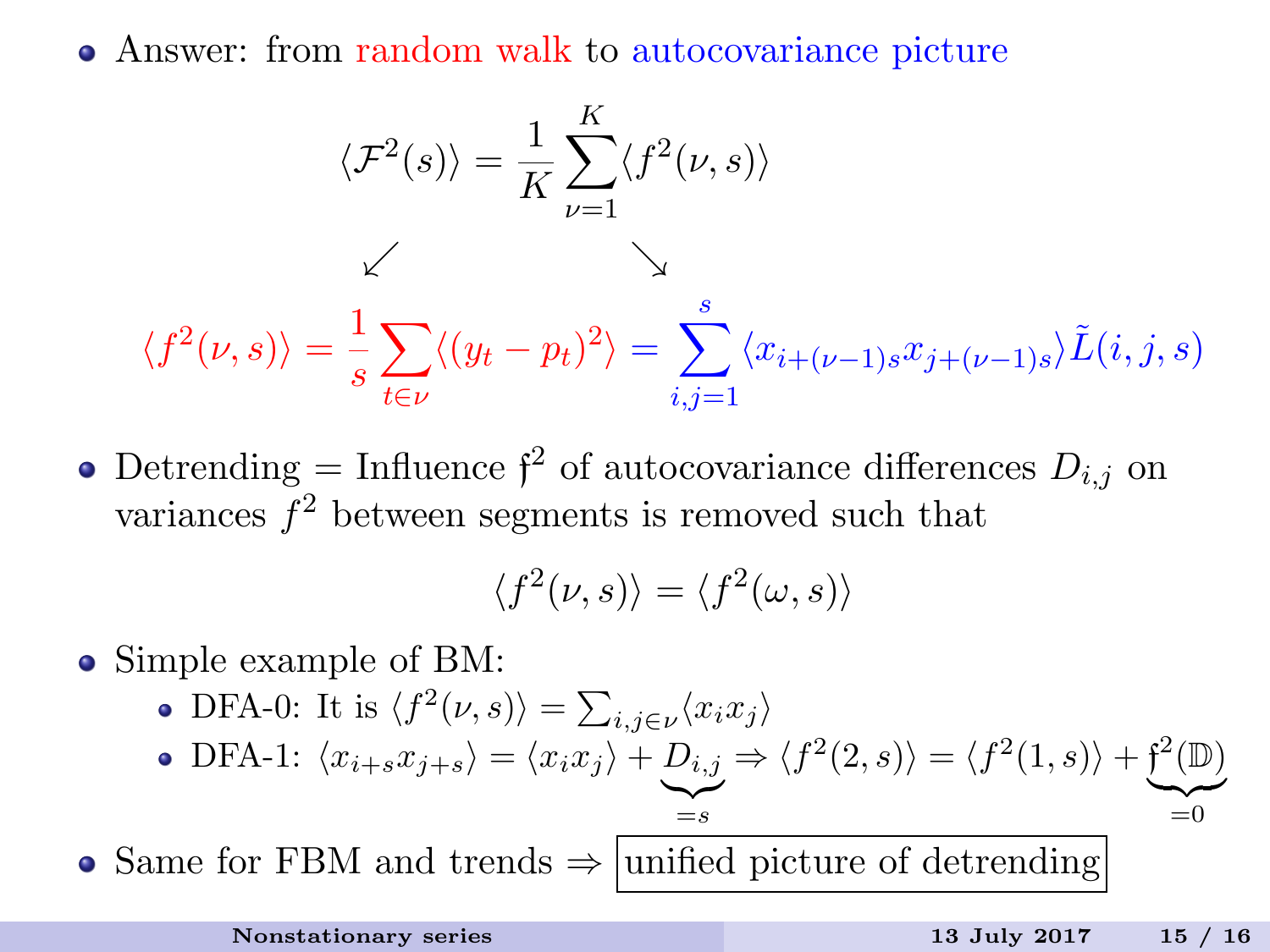- Answer: from random walk to autocovariance picture

$$\langle \mathcal{F}^2(s) \rangle = \frac{1}{K} \sum_{\nu=1}^{K} \langle f^2(\nu, s) \rangle$$

$$\swarrow \qquad\qquad \searrow$$

$$\langle f^2(\nu, s) \rangle = \frac{1}{s} \sum_{t \in \nu} \langle (y_t - p_t)^2 \rangle = \sum_{i,j=1}^{s} \langle x_{i+(\nu-1)s} x_{j+(\nu-1)s} \rangle \tilde{L}(i,j,s)$$

- Detrending = Influence $\mathfrak{f}^2$ of autocovariance differences $D_{i,j}$ on variances $f^2$ between segments is removed such that

$$\langle f^2(\nu, s) \rangle = \langle f^2(\omega, s) \rangle$$

- Simple example of BM:
  - DFA-0: It is $\langle f^2(\nu, s) \rangle = \sum_{i,j \in \nu} \langle x_i x_j \rangle$
  - DFA-1: $\langle x_{i+s} x_{j+s} \rangle = \langle x_i x_j \rangle + \underbrace{D_{i,j}}_{=s} \Rightarrow \langle f^2(2,s) \rangle = \langle f^2(1,s) \rangle + \underbrace{\mathfrak{f}^2(\mathbb{D})}_{=0}$
- Same for FBM and trends $\Rightarrow$ $\boxed{\text{unified picture of detrending}}$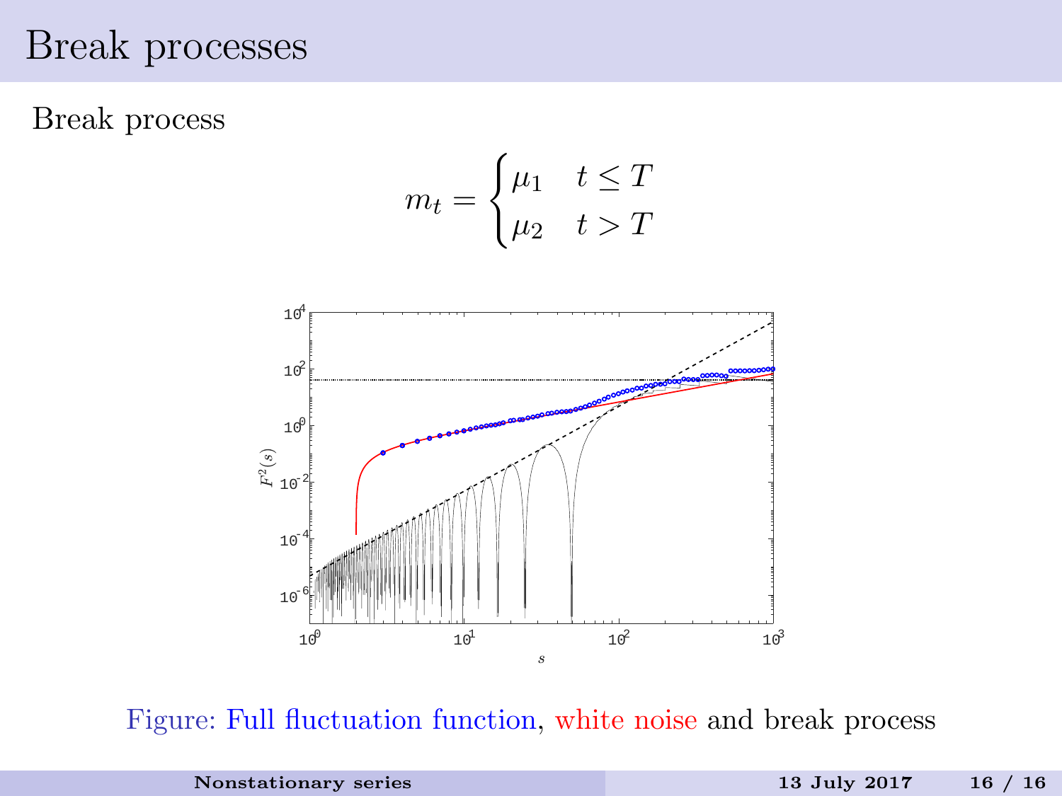# Break processes

Break process

$$m_t = \begin{cases} \mu_1 & t \leq T \\ \mu_2 & t > T \end{cases}$$

$10^4$
$10^2$
$10^0$
$10^{-2}$
$10^{-4}$
$10^{-6}$
$F^2(s)$
$10^0$
$10^1$
$10^2$
$10^3$
$s$

Figure: Full fluctuation function, white noise and break process